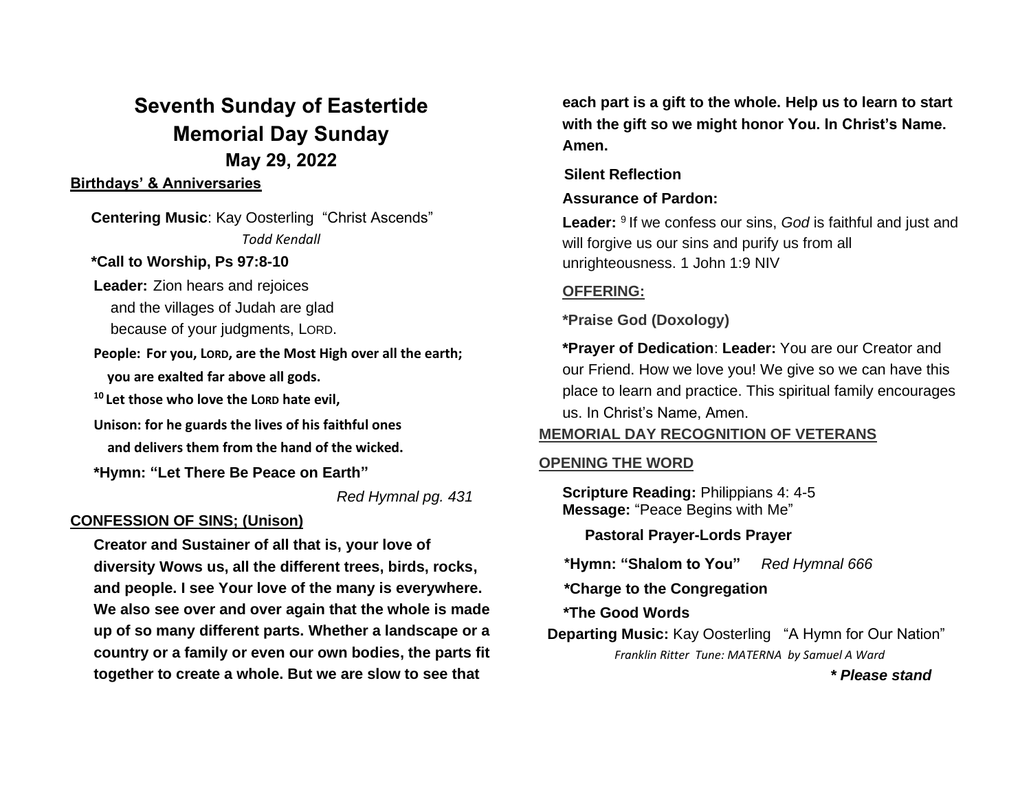# Seventh Sunday of Eastertide
# Memorial Day Sunday
## May 29, 2022

**Birthdays' & Anniversaries**

**Centering Music**: Kay Oosterling "Christ Ascends"
*Todd Kendall*

**\*Call to Worship, Ps 97:8-10**

**Leader:** Zion hears and rejoices
and the villages of Judah are glad
because of your judgments, LORD.

**People: For you, LORD, are the Most High over all the earth;
you are exalted far above all gods.**

**[10] Let those who love the LORD hate evil,**

**Unison: for he guards the lives of his faithful ones
and delivers them from the hand of the wicked.**

**\*Hymn: "Let There Be Peace on Earth"**
*Red Hymnal pg. 431*

**CONFESSION OF SINS; (Unison)**

**Creator and Sustainer of all that is, your love of diversity Wows us, all the different trees, birds, rocks, and people. I see Your love of the many is everywhere. We also see over and over again that the whole is made up of so many different parts. Whether a landscape or a country or a family or even our own bodies, the parts fit together to create a whole. But we are slow to see that each part is a gift to the whole. Help us to learn to start with the gift so we might honor You. In Christ's Name. Amen.**

**Silent Reflection**

**Assurance of Pardon:**

**Leader:** [9] If we confess our sins, *God* is faithful and just and will forgive us our sins and purify us from all unrighteousness. 1 John 1:9 NIV

**OFFERING:**

**\*Praise God (Doxology)**

**\*Prayer of Dedication**: **Leader:** You are our Creator and our Friend. How we love you! We give so we can have this place to learn and practice. This spiritual family encourages us. In Christ's Name, Amen.

**MEMORIAL DAY RECOGNITION OF VETERANS**

**OPENING THE WORD**

**Scripture Reading:** Philippians 4: 4-5
**Message:** "Peace Begins with Me"

**Pastoral Prayer-Lords Prayer**

**\*Hymn: "Shalom to You"** *Red Hymnal 666*

**\*Charge to the Congregation**

**\*The Good Words**

**Departing Music:** Kay Oosterling "A Hymn for Our Nation"
*Franklin Ritter Tune: MATERNA by Samuel A Ward*

***\* Please stand***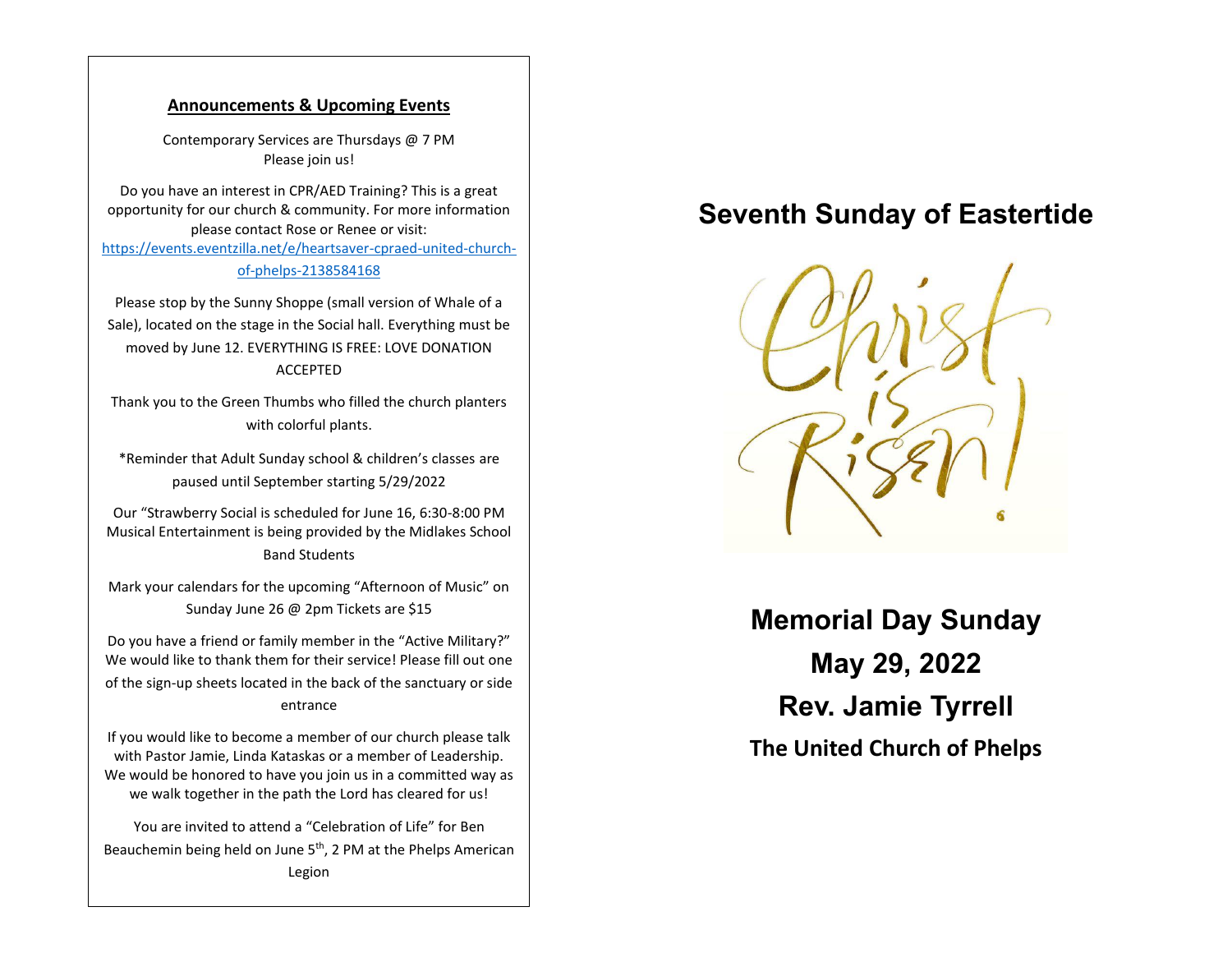## Announcements & Upcoming Events

Contemporary Services are Thursdays @ 7 PM
Please join us!

Do you have an interest in CPR/AED Training? This is a great opportunity for our church & community. For more information please contact Rose or Renee or visit: https://events.eventzilla.net/e/heartsaver-cpraed-united-church-of-phelps-2138584168

Please stop by the Sunny Shoppe (small version of Whale of a Sale), located on the stage in the Social hall. Everything must be moved by June 12. EVERYTHING IS FREE: LOVE DONATION ACCEPTED

Thank you to the Green Thumbs who filled the church planters with colorful plants.

*Reminder that Adult Sunday school & children's classes are paused until September starting 5/29/2022

Our "Strawberry Social is scheduled for June 16, 6:30-8:00 PM Musical Entertainment is being provided by the Midlakes School Band Students

Mark your calendars for the upcoming "Afternoon of Music" on Sunday June 26 @ 2pm Tickets are $15

Do you have a friend or family member in the "Active Military?" We would like to thank them for their service! Please fill out one of the sign-up sheets located in the back of the sanctuary or side entrance

If you would like to become a member of our church please talk with Pastor Jamie, Linda Kataskas or a member of Leadership. We would be honored to have you join us in a committed way as we walk together in the path the Lord has cleared for us!

You are invited to attend a "Celebration of Life" for Ben Beauchemin being held on June 5th, 2 PM at the Phelps American Legion

# Seventh Sunday of Eastertide

Christ is Risen!

## Memorial Day Sunday

## May 29, 2022

## Rev. Jamie Tyrrell

**The United Church of Phelps**